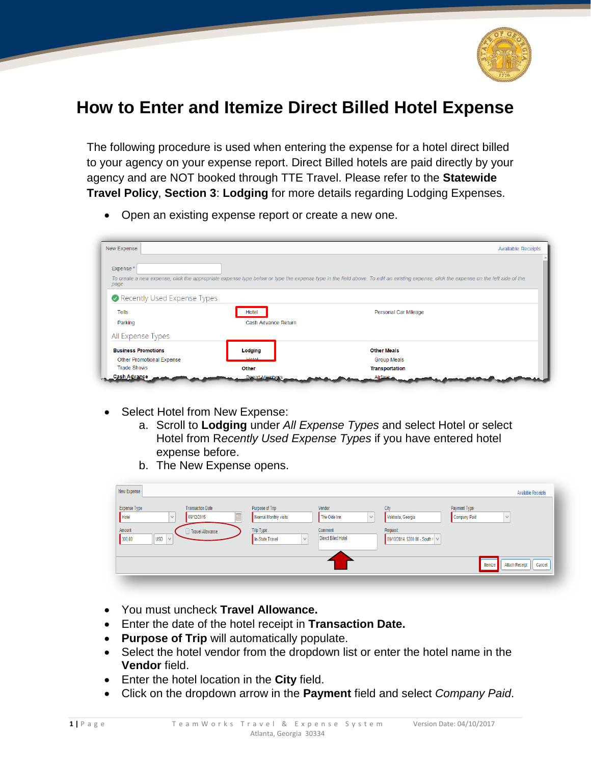# How to Enter and Itemize Direct Billed Hotel Expense

The following procedure is used when entering the expense for a hotel direct billed to your agency on your expense report. Direct Billed hotels are paid directly by your agency and are NOT booked through TTE Travel. Please refer to the **Statewide Travel Policy**, **Section 3**: **Lodging** for more details regarding Lodging Expenses.

- Open an existing expense report or create a new one.

- Select Hotel from New Expense:
  a. Scroll to **Lodging** under *All Expense Types* and select Hotel or select Hotel from R*ecently Used Expense Types* if you have entered hotel expense before.
  b. The New Expense opens.

- You must uncheck **Travel Allowance.**
- Enter the date of the hotel receipt in **Transaction Date.**
- **Purpose of Trip** will automatically populate.
- Select the hotel vendor from the dropdown list or enter the hotel name in the **Vendor** field.
- Enter the hotel location in the **City** field.
- Click on the dropdown arrow in the **Payment** field and select *Company Paid*.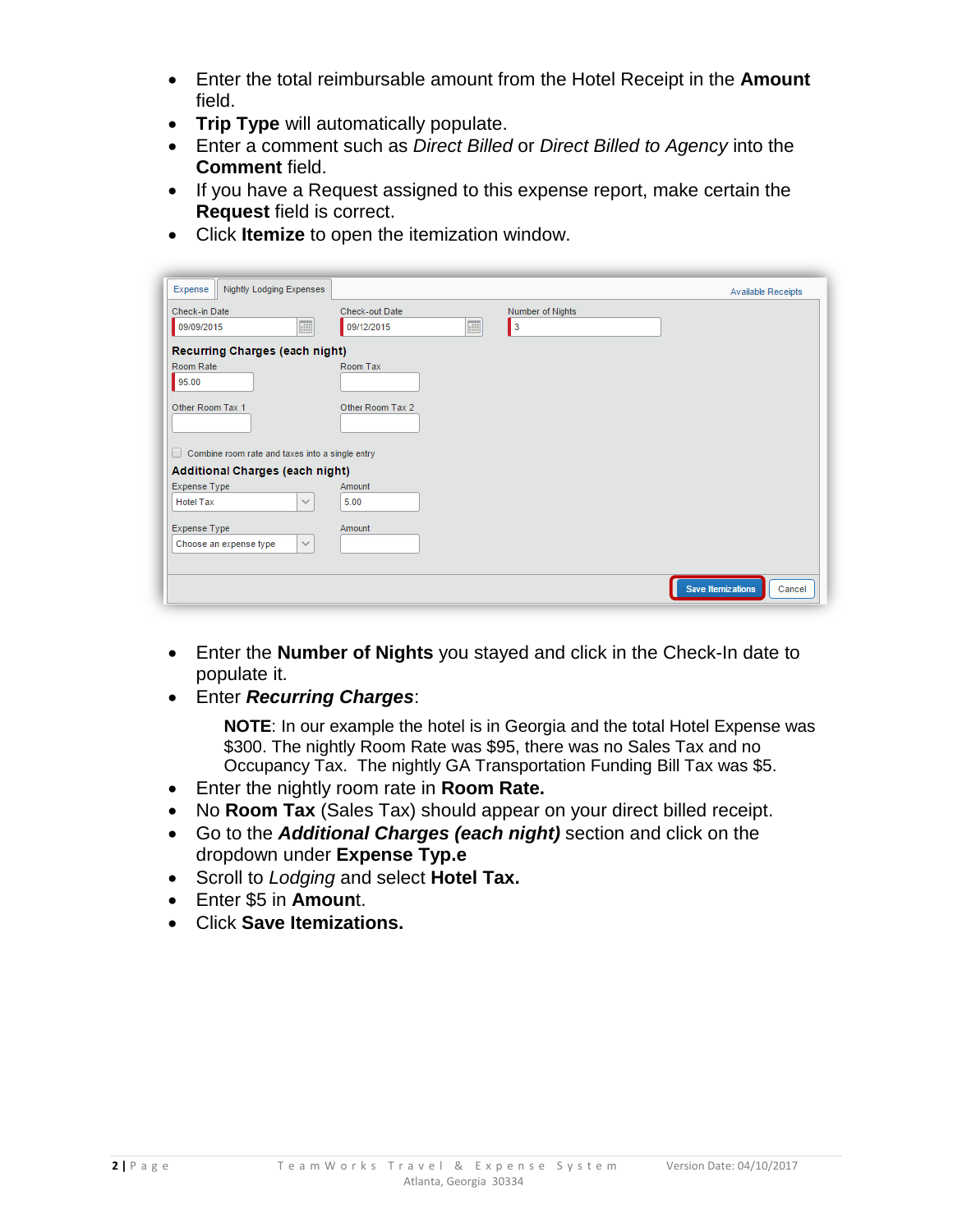- Enter the total reimbursable amount from the Hotel Receipt in the **Amount** field.
- **Trip Type** will automatically populate.
- Enter a comment such as *Direct Billed* or *Direct Billed to Agency* into the **Comment** field.
- If you have a Request assigned to this expense report, make certain the **Request** field is correct.
- Click **Itemize** to open the itemization window.

- Enter the **Number of Nights** you stayed and click in the Check-In date to populate it.
- Enter ***Recurring Charges***:

  **NOTE**: In our example the hotel is in Georgia and the total Hotel Expense was $300. The nightly Room Rate was $95, there was no Sales Tax and no Occupancy Tax. The nightly GA Transportation Funding Bill Tax was $5.

- Enter the nightly room rate in **Room Rate.**
- No **Room Tax** (Sales Tax) should appear on your direct billed receipt.
- Go to the ***Additional Charges (each night)*** section and click on the dropdown under **Expense Typ.e**
- Scroll to *Lodging* and select **Hotel Tax.**
- Enter $5 in **Amoun**t.
- Click **Save Itemizations.**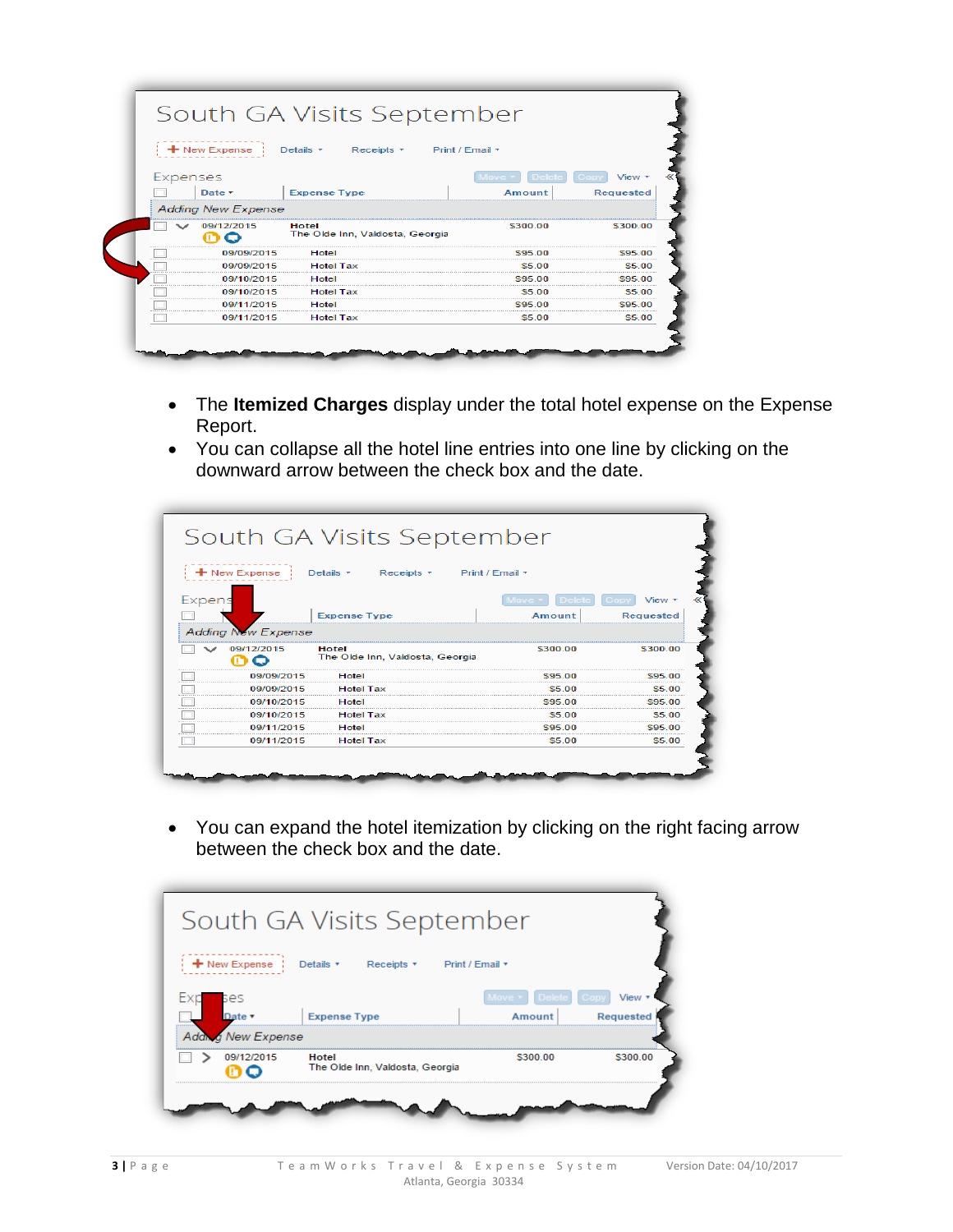South GA Visits September

+ New Expense   Details ▾   Receipts ▾   Print / Email ▾

Expenses   Move ▾   Delete   Copy   View ▾

| | Date ▾ | Expense Type | Amount | Requested |
|---|---|---|---|---|
| Adding New Expense | | | | |
| | 09/12/2015 | Hotel<br>The Olde Inn, Valdosta, Georgia | $300.00 | $300.00 |
| | 09/09/2015 | Hotel | $95.00 | $95.00 |
| | 09/09/2015 | Hotel Tax | $5.00 | $5.00 |
| | 09/10/2015 | Hotel | $95.00 | $95.00 |
| | 09/10/2015 | Hotel Tax | $5.00 | $5.00 |
| | 09/11/2015 | Hotel | $95.00 | $95.00 |
| | 09/11/2015 | Hotel Tax | $5.00 | $5.00 |

- The **Itemized Charges** display under the total hotel expense on the Expense Report.
- You can collapse all the hotel line entries into one line by clicking on the downward arrow between the check box and the date.

South GA Visits September

+ New Expense   Details ▾   Receipts ▾   Print / Email ▾

Expenses   Move ▾   Delete   Copy   View ▾

| | Date ▾ | Expense Type | Amount | Requested |
|---|---|---|---|---|
| Adding New Expense | | | | |
| | 09/12/2015 | Hotel<br>The Olde Inn, Valdosta, Georgia | $300.00 | $300.00 |
| | 09/09/2015 | Hotel | $95.00 | $95.00 |
| | 09/09/2015 | Hotel Tax | $5.00 | $5.00 |
| | 09/10/2015 | Hotel | $95.00 | $95.00 |
| | 09/10/2015 | Hotel Tax | $5.00 | $5.00 |
| | 09/11/2015 | Hotel | $95.00 | $95.00 |
| | 09/11/2015 | Hotel Tax | $5.00 | $5.00 |

- You can expand the hotel itemization by clicking on the right facing arrow between the check box and the date.

South GA Visits September

+ New Expense   Details ▾   Receipts ▾   Print / Email ▾

Expenses   Move ▾   Delete   Copy   View ▾

| | Date ▾ | Expense Type | Amount | Requested |
|---|---|---|---|---|
| Adding New Expense | | | | |
| | 09/12/2015 | Hotel<br>The Olde Inn, Valdosta, Georgia | $300.00 | $300.00 |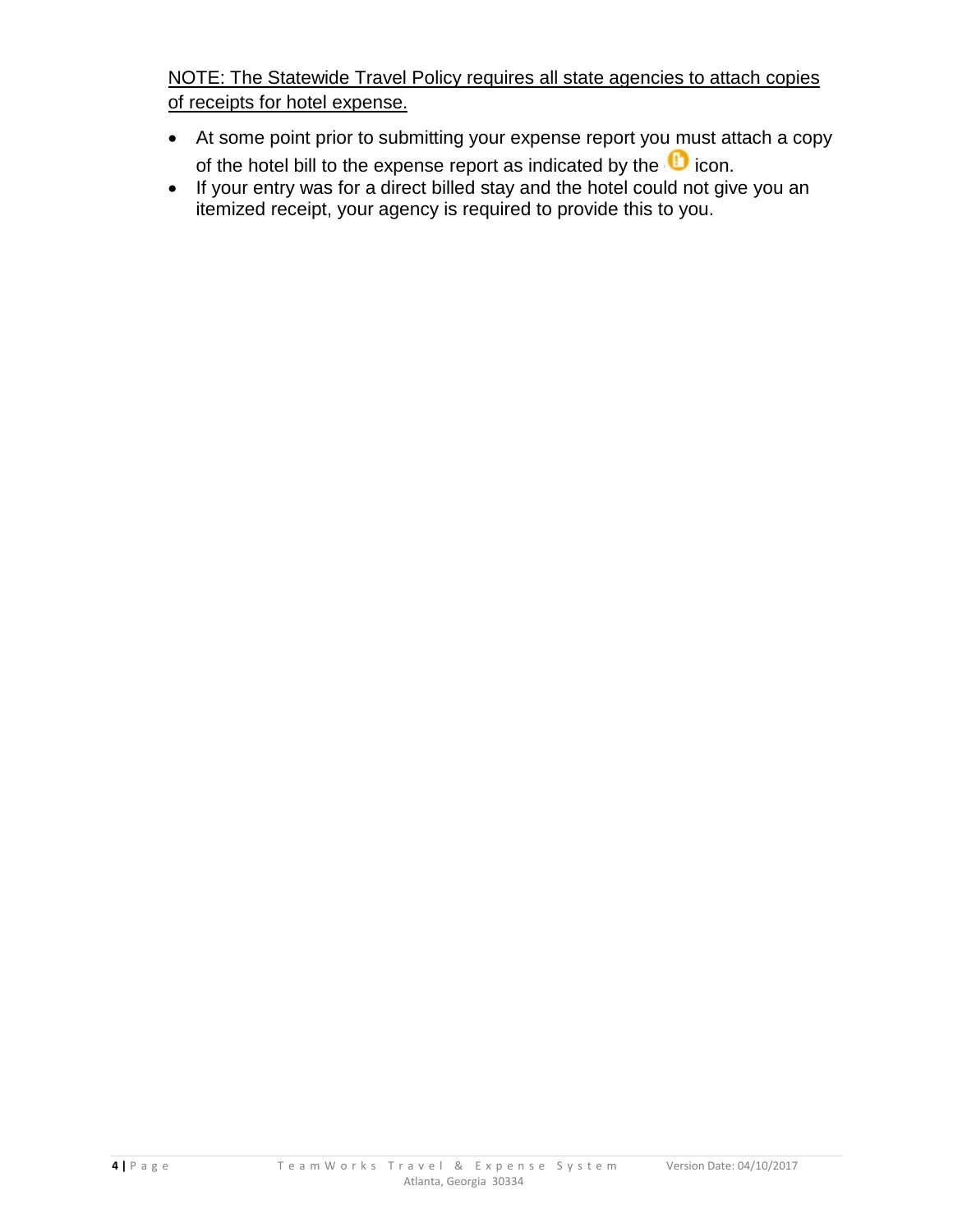NOTE: The Statewide Travel Policy requires all state agencies to attach copies of receipts for hotel expense.

- At some point prior to submitting your expense report you must attach a copy of the hotel bill to the expense report as indicated by the icon.
- If your entry was for a direct billed stay and the hotel could not give you an itemized receipt, your agency is required to provide this to you.